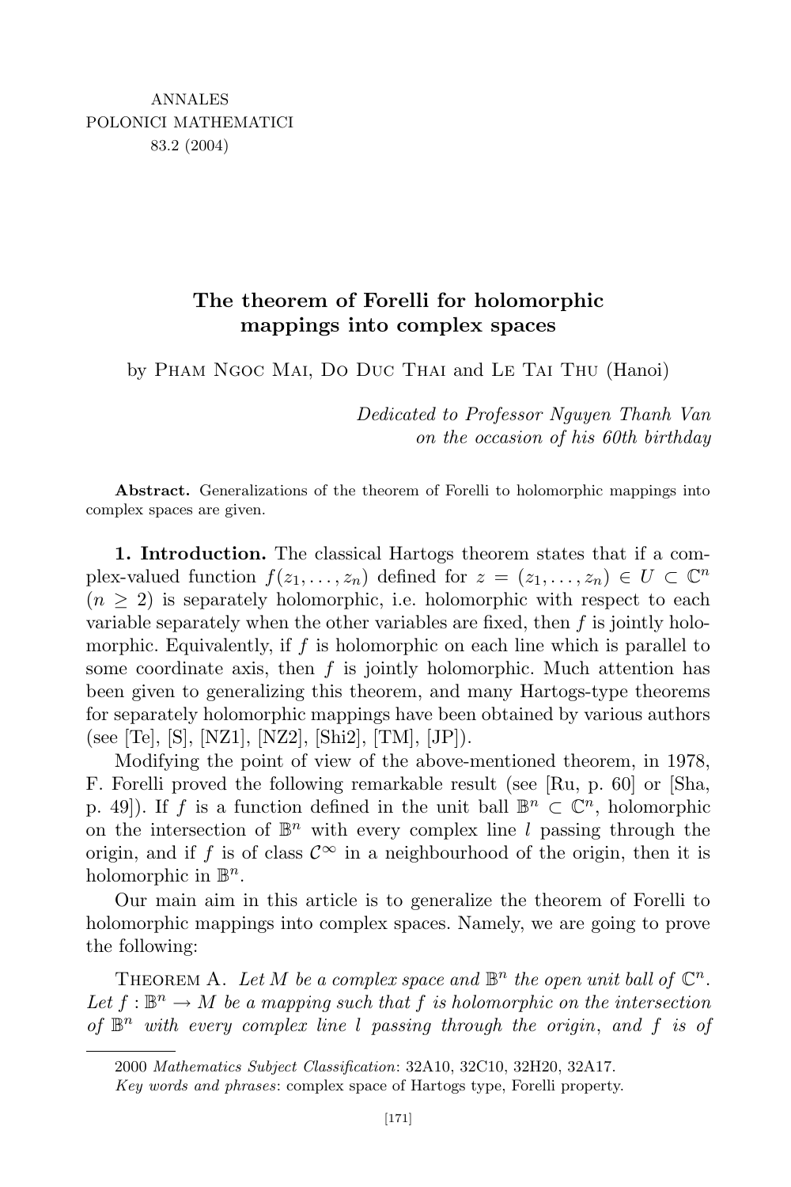# The theorem of Forelli for holomorphic mappings into complex spaces

by Pham Ngoc Mai, Do Duc Thai and Le Tai Thu (Hanoi)

*Dedicated to Professor Nguyen Thanh Van on the occasion of his 60th birthday*

**Abstract.** Generalizations of the theorem of Forelli to holomorphic mappings into complex spaces are given.

**1. Introduction.** The classical Hartogs theorem states that if a complex-valued function $f(z_1, \ldots, z_n)$ defined for $z = (z_1, \ldots, z_n) \in U \subset \mathbb{C}^n$ ($n \geq 2$) is separately holomorphic, i.e. holomorphic with respect to each variable separately when the other variables are fixed, then $f$ is jointly holomorphic. Equivalently, if $f$ is holomorphic on each line which is parallel to some coordinate axis, then $f$ is jointly holomorphic. Much attention has been given to generalizing this theorem, and many Hartogs-type theorems for separately holomorphic mappings have been obtained by various authors (see [Te], [S], [NZ1], [NZ2], [Shi2], [TM], [JP]).

Modifying the point of view of the above-mentioned theorem, in 1978, F. Forelli proved the following remarkable result (see [Ru, p. 60] or [Sha, p. 49]). If $f$ is a function defined in the unit ball $\mathbb{B}^n \subset \mathbb{C}^n$, holomorphic on the intersection of $\mathbb{B}^n$ with every complex line $l$ passing through the origin, and if $f$ is of class $\mathcal{C}^\infty$ in a neighbourhood of the origin, then it is holomorphic in $\mathbb{B}^n$.

Our main aim in this article is to generalize the theorem of Forelli to holomorphic mappings into complex spaces. Namely, we are going to prove the following:

Theorem A. *Let $M$ be a complex space and $\mathbb{B}^n$ the open unit ball of $\mathbb{C}^n$. Let $f : \mathbb{B}^n \to M$ be a mapping such that $f$ is holomorphic on the intersection of $\mathbb{B}^n$ with every complex line $l$ passing through the origin, and $f$ is of*

---

2000 *Mathematics Subject Classification*: 32A10, 32C10, 32H20, 32A17.

*Key words and phrases*: complex space of Hartogs type, Forelli property.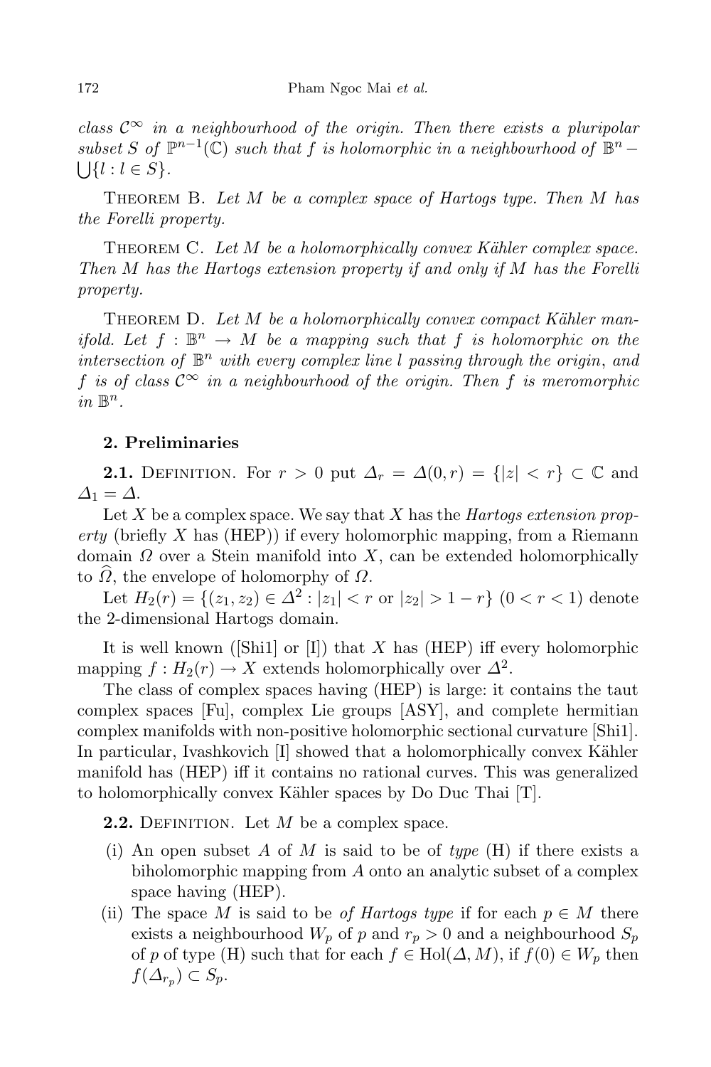*class $\mathcal{C}^\infty$ in a neighbourhood of the origin. Then there exists a pluripolar subset $S$ of $\mathbb{P}^{n-1}(\mathbb{C})$ such that $f$ is holomorphic in a neighbourhood of $\mathbb{B}^n - \bigcup\{l : l \in S\}$.*

Theorem B. *Let $M$ be a complex space of Hartogs type. Then $M$ has the Forelli property.*

Theorem C. *Let $M$ be a holomorphically convex Kähler complex space. Then $M$ has the Hartogs extension property if and only if $M$ has the Forelli property.*

Theorem D. *Let $M$ be a holomorphically convex compact Kähler manifold. Let $f : \mathbb{B}^n \to M$ be a mapping such that $f$ is holomorphic on the intersection of $\mathbb{B}^n$ with every complex line $l$ passing through the origin, and $f$ is of class $\mathcal{C}^\infty$ in a neighbourhood of the origin. Then $f$ is meromorphic in $\mathbb{B}^n$.*

## 2. Preliminaries

**2.1.** Definition. For $r > 0$ put $\Delta_r = \Delta(0, r) = \{|z| < r\} \subset \mathbb{C}$ and $\Delta_1 = \Delta$.

Let $X$ be a complex space. We say that $X$ has the *Hartogs extension property* (briefly $X$ has (HEP)) if every holomorphic mapping, from a Riemann domain $\Omega$ over a Stein manifold into $X$, can be extended holomorphically to $\widehat{\Omega}$, the envelope of holomorphy of $\Omega$.

Let $H_2(r) = \{(z_1, z_2) \in \Delta^2 : |z_1| < r \text{ or } |z_2| > 1 - r\}$ $(0 < r < 1)$ denote the 2-dimensional Hartogs domain.

It is well known ([Shi1] or [I]) that $X$ has (HEP) iff every holomorphic mapping $f : H_2(r) \to X$ extends holomorphically over $\Delta^2$.

The class of complex spaces having (HEP) is large: it contains the taut complex spaces [Fu], complex Lie groups [ASY], and complete hermitian complex manifolds with non-positive holomorphic sectional curvature [Shi1]. In particular, Ivashkovich [I] showed that a holomorphically convex Kähler manifold has (HEP) iff it contains no rational curves. This was generalized to holomorphically convex Kähler spaces by Do Duc Thai [T].

**2.2.** Definition. Let $M$ be a complex space.

- (i) An open subset $A$ of $M$ is said to be of *type* (H) if there exists a biholomorphic mapping from $A$ onto an analytic subset of a complex space having (HEP).
- (ii) The space $M$ is said to be *of Hartogs type* if for each $p \in M$ there exists a neighbourhood $W_p$ of $p$ and $r_p > 0$ and a neighbourhood $S_p$ of $p$ of type (H) such that for each $f \in \mathrm{Hol}(\Delta, M)$, if $f(0) \in W_p$ then $f(\Delta_{r_p}) \subset S_p$.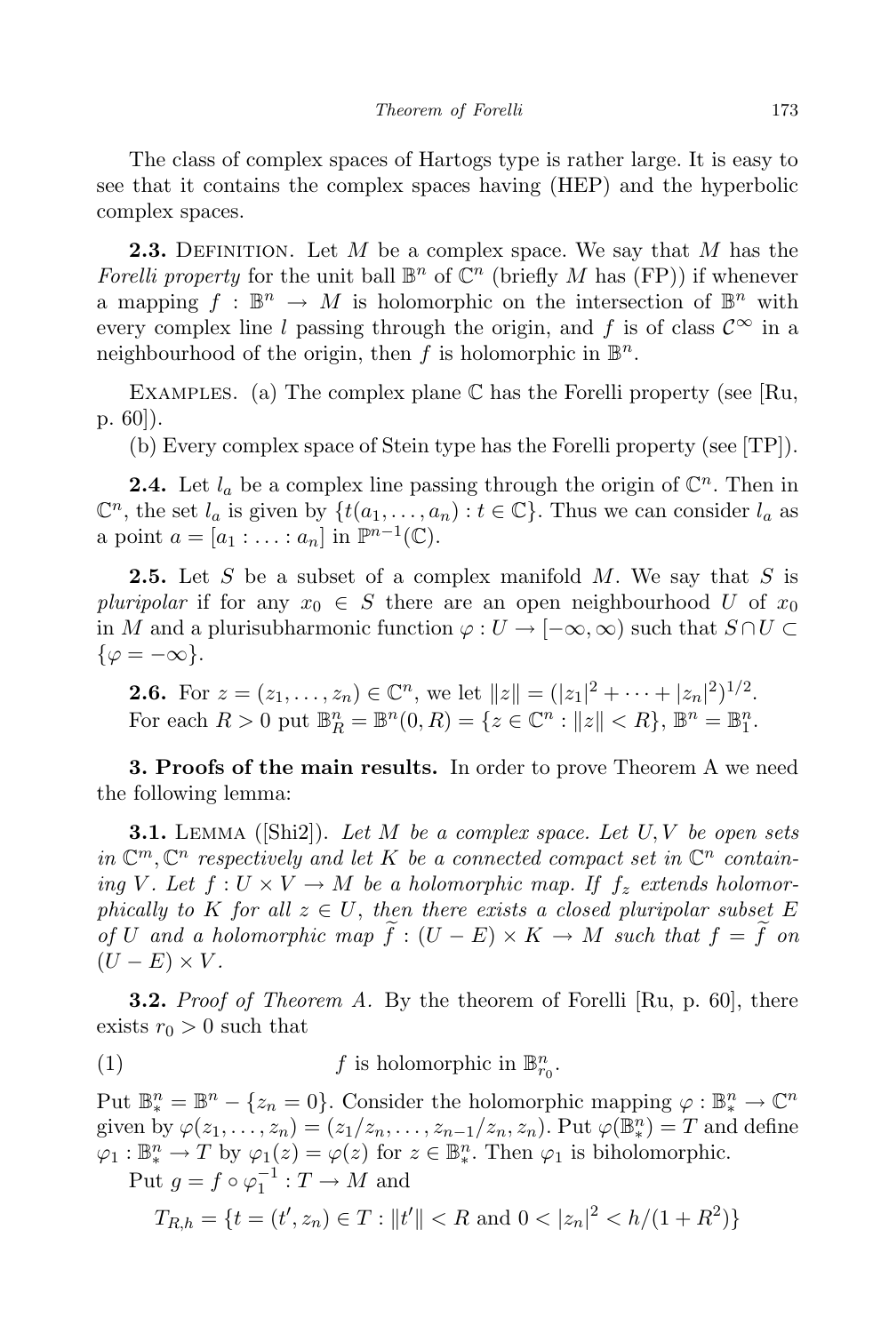The class of complex spaces of Hartogs type is rather large. It is easy to see that it contains the complex spaces having (HEP) and the hyperbolic complex spaces.

**2.3.** Definition. Let $M$ be a complex space. We say that $M$ has the *Forelli property* for the unit ball $\mathbb{B}^n$ of $\mathbb{C}^n$ (briefly $M$ has (FP)) if whenever a mapping $f : \mathbb{B}^n \to M$ is holomorphic on the intersection of $\mathbb{B}^n$ with every complex line $l$ passing through the origin, and $f$ is of class $\mathcal{C}^\infty$ in a neighbourhood of the origin, then $f$ is holomorphic in $\mathbb{B}^n$.

Examples. (a) The complex plane $\mathbb{C}$ has the Forelli property (see [Ru, p. 60]).

(b) Every complex space of Stein type has the Forelli property (see [TP]).

**2.4.** Let $l_a$ be a complex line passing through the origin of $\mathbb{C}^n$. Then in $\mathbb{C}^n$, the set $l_a$ is given by $\{t(a_1, \ldots, a_n) : t \in \mathbb{C}\}$. Thus we can consider $l_a$ as a point $a = [a_1 : \ldots : a_n]$ in $\mathbb{P}^{n-1}(\mathbb{C})$.

**2.5.** Let $S$ be a subset of a complex manifold $M$. We say that $S$ is *pluripolar* if for any $x_0 \in S$ there are an open neighbourhood $U$ of $x_0$ in $M$ and a plurisubharmonic function $\varphi : U \to [-\infty, \infty)$ such that $S \cap U \subset \{\varphi = -\infty\}$.

**2.6.** For $z = (z_1, \ldots, z_n) \in \mathbb{C}^n$, we let $\|z\| = (|z_1|^2 + \cdots + |z_n|^2)^{1/2}$. For each $R > 0$ put $\mathbb{B}^n_R = \mathbb{B}^n(0, R) = \{z \in \mathbb{C}^n : \|z\| < R\}$, $\mathbb{B}^n = \mathbb{B}^n_1$.

**3. Proofs of the main results.** In order to prove Theorem A we need the following lemma:

**3.1.** Lemma ([Shi2]). *Let $M$ be a complex space. Let $U, V$ be open sets in $\mathbb{C}^m, \mathbb{C}^n$ respectively and let $K$ be a connected compact set in $\mathbb{C}^n$ containing $V$. Let $f : U \times V \to M$ be a holomorphic map. If $f_z$ extends holomorphically to $K$ for all $z \in U$, then there exists a closed pluripolar subset $E$ of $U$ and a holomorphic map $\widetilde{f} : (U - E) \times K \to M$ such that $f = \widetilde{f}$ on $(U - E) \times V$.*

**3.2.** *Proof of Theorem A.* By the theorem of Forelli [Ru, p. 60], there exists $r_0 > 0$ such that

$$f \text{ is holomorphic in } \mathbb{B}^n_{r_0}. \tag{1}$$

Put $\mathbb{B}^n_* = \mathbb{B}^n - \{z_n = 0\}$. Consider the holomorphic mapping $\varphi : \mathbb{B}^n_* \to \mathbb{C}^n$ given by $\varphi(z_1, \ldots, z_n) = (z_1/z_n, \ldots, z_{n-1}/z_n, z_n)$. Put $\varphi(\mathbb{B}^n_*) = T$ and define $\varphi_1 : \mathbb{B}^n_* \to T$ by $\varphi_1(z) = \varphi(z)$ for $z \in \mathbb{B}^n_*$. Then $\varphi_1$ is biholomorphic.

Put $g = f \circ \varphi_1^{-1} : T \to M$ and

$$T_{R,h} = \{t = (t', z_n) \in T : \|t'\| < R \text{ and } 0 < |z_n|^2 < h/(1 + R^2)\}$$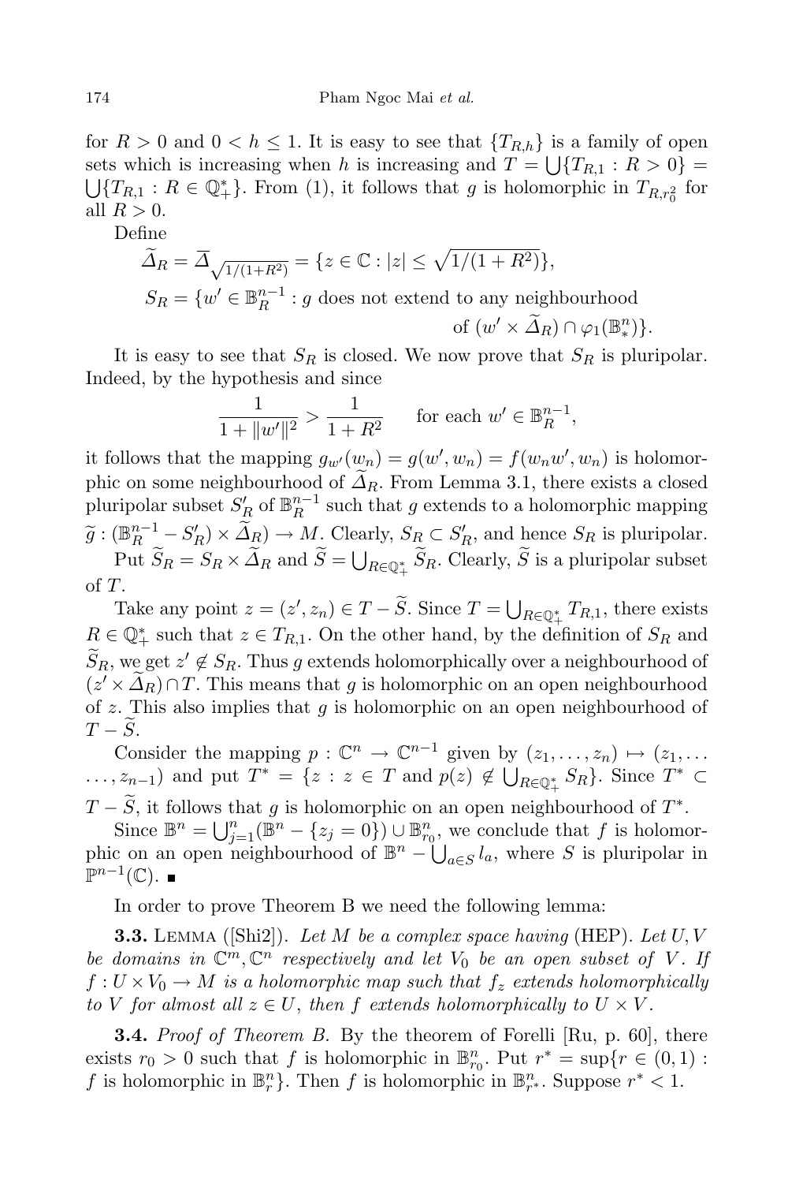for $R > 0$ and $0 < h \leq 1$. It is easy to see that $\{T_{R,h}\}$ is a family of open sets which is increasing when $h$ is increasing and $T = \bigcup\{T_{R,1} : R > 0\} = \bigcup\{T_{R,1} : R \in \mathbb{Q}_+^*\}$. From (1), it follows that $g$ is holomorphic in $T_{R,r_0^2}$ for all $R > 0$.

Define

$$\widetilde{\Delta}_R = \overline{\Delta}_{\sqrt{1/(1+R^2)}} = \{z \in \mathbb{C} : |z| \leq \sqrt{1/(1+R^2)}\},$$

$$S_R = \{w' \in \mathbb{B}_R^{n-1} : g \text{ does not extend to any neighbourhood of } (w' \times \widetilde{\Delta}_R) \cap \varphi_1(\mathbb{B}_*^n)\}.$$

It is easy to see that $S_R$ is closed. We now prove that $S_R$ is pluripolar. Indeed, by the hypothesis and since

$$\frac{1}{1+\|w'\|^2} > \frac{1}{1+R^2} \qquad \text{for each } w' \in \mathbb{B}_R^{n-1},$$

it follows that the mapping $g_{w'}(w_n) = g(w', w_n) = f(w_n w', w_n)$ is holomorphic on some neighbourhood of $\widetilde{\Delta}_R$. From Lemma 3.1, there exists a closed pluripolar subset $S'_R$ of $\mathbb{B}_R^{n-1}$ such that $g$ extends to a holomorphic mapping $\widetilde{g} : (\mathbb{B}_R^{n-1} - S'_R) \times \widetilde{\Delta}_R) \to M$. Clearly, $S_R \subset S'_R$, and hence $S_R$ is pluripolar.

Put $\widetilde{S}_R = S_R \times \widetilde{\Delta}_R$ and $\widetilde{S} = \bigcup_{R \in \mathbb{Q}_+^*} \widetilde{S}_R$. Clearly, $\widetilde{S}$ is a pluripolar subset of $T$.

Take any point $z = (z', z_n) \in T - \widetilde{S}$. Since $T = \bigcup_{R \in \mathbb{Q}_+^*} T_{R,1}$, there exists $R \in \mathbb{Q}_+^*$ such that $z \in T_{R,1}$. On the other hand, by the definition of $S_R$ and $\widetilde{S}_R$, we get $z' \notin S_R$. Thus $g$ extends holomorphically over a neighbourhood of $(z' \times \widetilde{\Delta}_R) \cap T$. This means that $g$ is holomorphic on an open neighbourhood of $z$. This also implies that $g$ is holomorphic on an open neighbourhood of $T - \widetilde{S}$.

Consider the mapping $p : \mathbb{C}^n \to \mathbb{C}^{n-1}$ given by $(z_1, \ldots, z_n) \mapsto (z_1, \ldots, z_{n-1})$ and put $T^* = \{z : z \in T \text{ and } p(z) \notin \bigcup_{R \in \mathbb{Q}_+^*} S_R\}$. Since $T^* \subset T - \widetilde{S}$, it follows that $g$ is holomorphic on an open neighbourhood of $T^*$.

Since $\mathbb{B}^n = \bigcup_{j=1}^n (\mathbb{B}^n - \{z_j = 0\}) \cup \mathbb{B}_{r_0}^n$, we conclude that $f$ is holomorphic on an open neighbourhood of $\mathbb{B}^n - \bigcup_{a \in S} l_a$, where $S$ is pluripolar in $\mathbb{P}^{n-1}(\mathbb{C})$. ■

In order to prove Theorem B we need the following lemma:

**3.3.** Lemma ([Shi2]). *Let $M$ be a complex space having* (HEP). *Let $U, V$ be domains in $\mathbb{C}^m, \mathbb{C}^n$ respectively and let $V_0$ be an open subset of $V$. If $f : U \times V_0 \to M$ is a holomorphic map such that $f_z$ extends holomorphically to $V$ for almost all $z \in U$, then $f$ extends holomorphically to $U \times V$.*

**3.4.** *Proof of Theorem B.* By the theorem of Forelli [Ru, p. 60], there exists $r_0 > 0$ such that $f$ is holomorphic in $\mathbb{B}_{r_0}^n$. Put $r^* = \sup\{r \in (0,1) : f \text{ is holomorphic in } \mathbb{B}_r^n\}$. Then $f$ is holomorphic in $\mathbb{B}_{r^*}^n$. Suppose $r^* < 1$.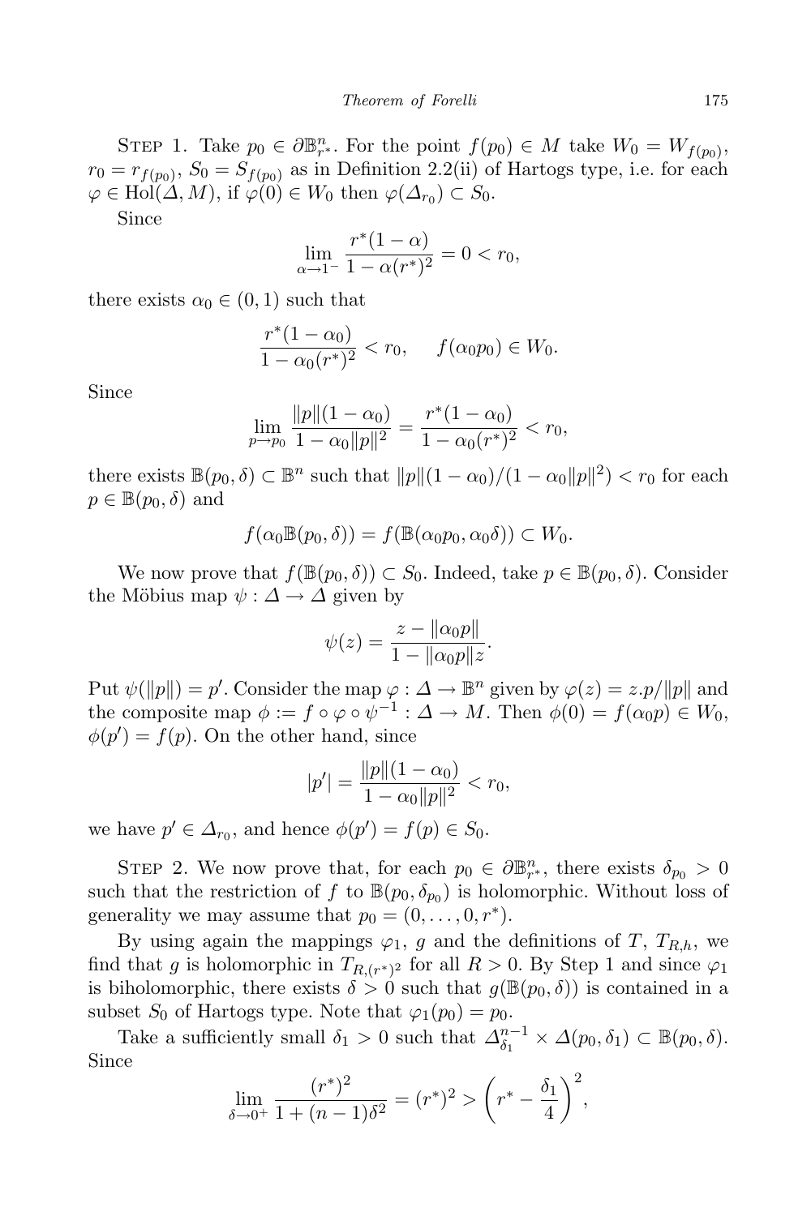STEP 1. Take $p_0 \in \partial\mathbb{B}^n_{r^*}$. For the point $f(p_0) \in M$ take $W_0 = W_{f(p_0)}$, $r_0 = r_{f(p_0)}$, $S_0 = S_{f(p_0)}$ as in Definition 2.2(ii) of Hartogs type, i.e. for each $\varphi \in \mathrm{Hol}(\Delta, M)$, if $\varphi(0) \in W_0$ then $\varphi(\Delta_{r_0}) \subset S_0$.

Since

$$\lim_{\alpha \to 1^-} \frac{r^*(1-\alpha)}{1-\alpha(r^*)^2} = 0 < r_0,$$

there exists $\alpha_0 \in (0,1)$ such that

$$\frac{r^*(1-\alpha_0)}{1-\alpha_0(r^*)^2} < r_0, \qquad f(\alpha_0 p_0) \in W_0.$$

Since

$$\lim_{p \to p_0} \frac{\|p\|(1-\alpha_0)}{1-\alpha_0\|p\|^2} = \frac{r^*(1-\alpha_0)}{1-\alpha_0(r^*)^2} < r_0,$$

there exists $\mathbb{B}(p_0, \delta) \subset \mathbb{B}^n$ such that $\|p\|(1-\alpha_0)/(1-\alpha_0\|p\|^2) < r_0$ for each $p \in \mathbb{B}(p_0, \delta)$ and

$$f(\alpha_0 \mathbb{B}(p_0, \delta)) = f(\mathbb{B}(\alpha_0 p_0, \alpha_0 \delta)) \subset W_0.$$

We now prove that $f(\mathbb{B}(p_0, \delta)) \subset S_0$. Indeed, take $p \in \mathbb{B}(p_0, \delta)$. Consider the Möbius map $\psi : \Delta \to \Delta$ given by

$$\psi(z) = \frac{z - \|\alpha_0 p\|}{1 - \|\alpha_0 p\| z}.$$

Put $\psi(\|p\|) = p'$. Consider the map $\varphi : \Delta \to \mathbb{B}^n$ given by $\varphi(z) = z.p/\|p\|$ and the composite map $\phi := f \circ \varphi \circ \psi^{-1} : \Delta \to M$. Then $\phi(0) = f(\alpha_0 p) \in W_0$, $\phi(p') = f(p)$. On the other hand, since

$$|p'| = \frac{\|p\|(1-\alpha_0)}{1-\alpha_0\|p\|^2} < r_0,$$

we have $p' \in \Delta_{r_0}$, and hence $\phi(p') = f(p) \in S_0$.

STEP 2. We now prove that, for each $p_0 \in \partial\mathbb{B}^n_{r^*}$, there exists $\delta_{p_0} > 0$ such that the restriction of $f$ to $\mathbb{B}(p_0, \delta_{p_0})$ is holomorphic. Without loss of generality we may assume that $p_0 = (0, \ldots, 0, r^*)$.

By using again the mappings $\varphi_1$, $g$ and the definitions of $T$, $T_{R,h}$, we find that $g$ is holomorphic in $T_{R,(r^*)^2}$ for all $R > 0$. By Step 1 and since $\varphi_1$ is biholomorphic, there exists $\delta > 0$ such that $g(\mathbb{B}(p_0, \delta))$ is contained in a subset $S_0$ of Hartogs type. Note that $\varphi_1(p_0) = p_0$.

Take a sufficiently small $\delta_1 > 0$ such that $\Delta^{n-1}_{\delta_1} \times \Delta(p_0, \delta_1) \subset \mathbb{B}(p_0, \delta)$. Since

$$\lim_{\delta \to 0^+} \frac{(r^*)^2}{1+(n-1)\delta^2} = (r^*)^2 > \left(r^* - \frac{\delta_1}{4}\right)^2,$$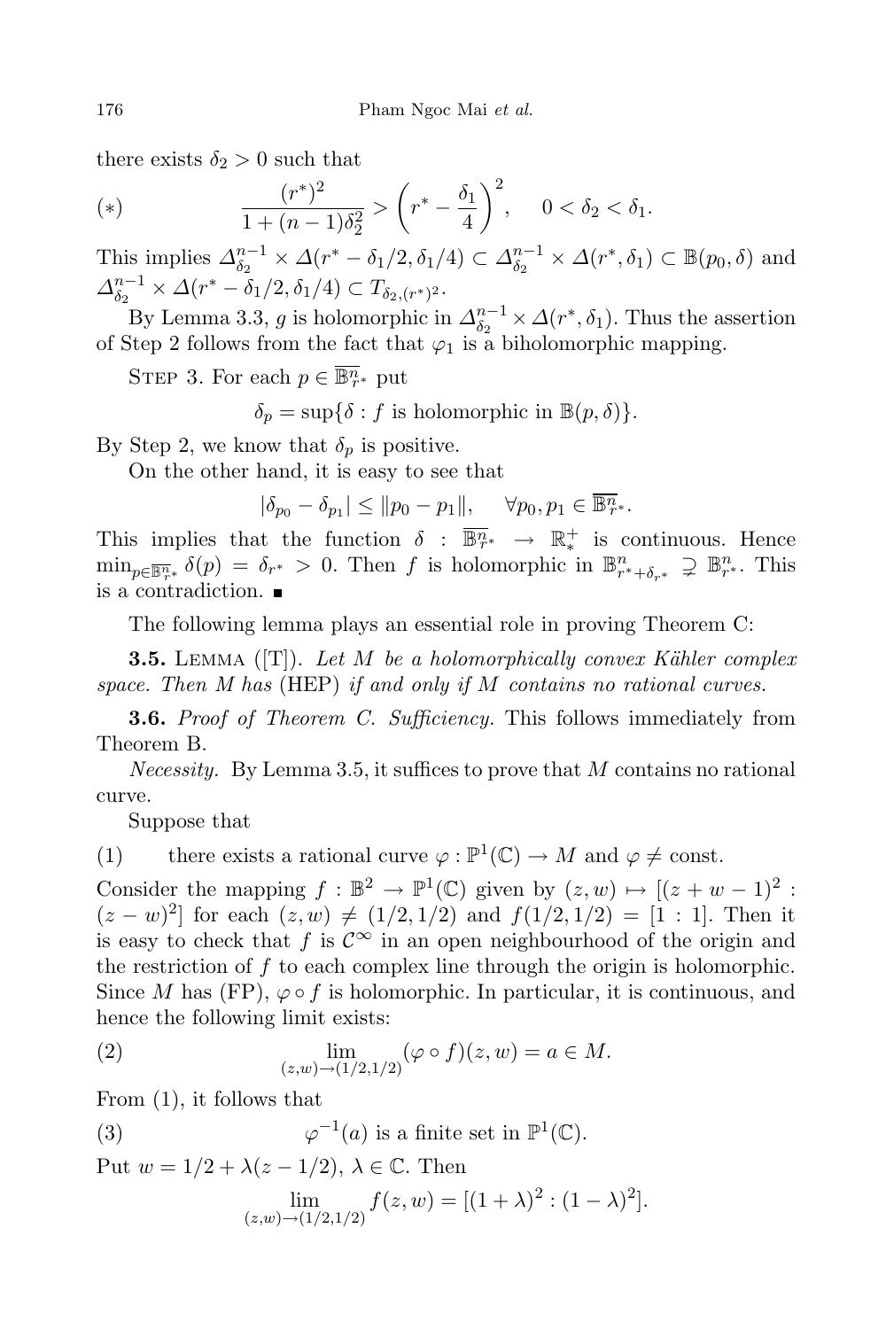there exists $\delta_2 > 0$ such that

$$(*) \qquad \frac{(r^*)^2}{1+(n-1)\delta_2^2} > \left(r^* - \frac{\delta_1}{4}\right)^2, \quad 0 < \delta_2 < \delta_1.$$

This implies $\Delta_{\delta_2}^{n-1} \times \Delta(r^* - \delta_1/2, \delta_1/4) \subset \Delta_{\delta_2}^{n-1} \times \Delta(r^*, \delta_1) \subset \mathbb{B}(p_0, \delta)$ and $\Delta_{\delta_2}^{n-1} \times \Delta(r^* - \delta_1/2, \delta_1/4) \subset T_{\delta_2,(r^*)^2}$.

By Lemma 3.3, $g$ is holomorphic in $\Delta_{\delta_2}^{n-1} \times \Delta(r^*, \delta_1)$. Thus the assertion of Step 2 follows from the fact that $\varphi_1$ is a biholomorphic mapping.

Step 3. For each $p \in \overline{\mathbb{B}^n_{r^*}}$ put

$$\delta_p = \sup\{\delta : f \text{ is holomorphic in } \mathbb{B}(p, \delta)\}.$$

By Step 2, we know that $\delta_p$ is positive.

On the other hand, it is easy to see that

$$|\delta_{p_0} - \delta_{p_1}| \le \|p_0 - p_1\|, \quad \forall p_0, p_1 \in \overline{\mathbb{B}^n_{r^*}}.$$

This implies that the function $\delta : \overline{\mathbb{B}^n_{r^*}} \to \mathbb{R}^+_*$ is continuous. Hence $\min_{p \in \overline{\mathbb{B}^n_{r^*}}} \delta(p) = \delta_{r^*} > 0$. Then $f$ is holomorphic in $\mathbb{B}^n_{r^*+\delta_{r^*}} \supsetneq \mathbb{B}^n_{r^*}$. This is a contradiction. ■

The following lemma plays an essential role in proving Theorem C:

**3.5.** Lemma ([T]). *Let $M$ be a holomorphically convex Kähler complex space. Then $M$ has* (HEP) *if and only if $M$ contains no rational curves.*

**3.6.** *Proof of Theorem C. Sufficiency.* This follows immediately from Theorem B.

*Necessity.* By Lemma 3.5, it suffices to prove that $M$ contains no rational curve.

Suppose that

(1) there exists a rational curve $\varphi : \mathbb{P}^1(\mathbb{C}) \to M$ and $\varphi \neq$ const.

Consider the mapping $f : \mathbb{B}^2 \to \mathbb{P}^1(\mathbb{C})$ given by $(z, w) \mapsto [(z + w - 1)^2 : (z - w)^2]$ for each $(z, w) \neq (1/2, 1/2)$ and $f(1/2, 1/2) = [1 : 1]$. Then it is easy to check that $f$ is $\mathcal{C}^\infty$ in an open neighbourhood of the origin and the restriction of $f$ to each complex line through the origin is holomorphic. Since $M$ has (FP), $\varphi \circ f$ is holomorphic. In particular, it is continuous, and hence the following limit exists:

$$(2) \qquad \lim_{(z,w)\to(1/2,1/2)} (\varphi \circ f)(z, w) = a \in M.$$

From (1), it follows that

$$(3) \qquad \varphi^{-1}(a) \text{ is a finite set in } \mathbb{P}^1(\mathbb{C}).$$

Put $w = 1/2 + \lambda(z - 1/2)$, $\lambda \in \mathbb{C}$. Then

$$\lim_{(z,w)\to(1/2,1/2)} f(z, w) = [(1 + \lambda)^2 : (1 - \lambda)^2].$$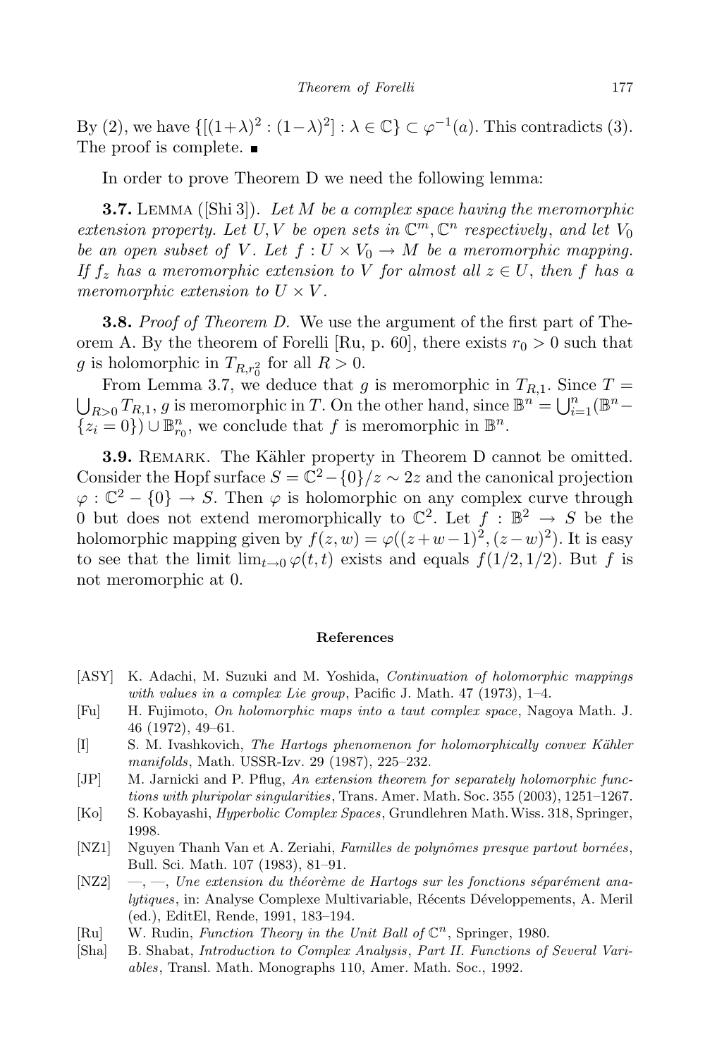By (2), we have $\{[(1+\lambda)^2 : (1-\lambda)^2] : \lambda \in \mathbb{C}\} \subset \varphi^{-1}(a)$. This contradicts (3). The proof is complete. ∎

In order to prove Theorem D we need the following lemma:

**3.7.** Lemma ([Shi 3]). *Let $M$ be a complex space having the meromorphic extension property. Let $U, V$ be open sets in $\mathbb{C}^m, \mathbb{C}^n$ respectively, and let $V_0$ be an open subset of $V$. Let $f : U \times V_0 \to M$ be a meromorphic mapping. If $f_z$ has a meromorphic extension to $V$ for almost all $z \in U$, then $f$ has a meromorphic extension to $U \times V$.*

**3.8.** *Proof of Theorem D.* We use the argument of the first part of Theorem A. By the theorem of Forelli [Ru, p. 60], there exists $r_0 > 0$ such that $g$ is holomorphic in $T_{R,r_0^2}$ for all $R > 0$.

From Lemma 3.7, we deduce that $g$ is meromorphic in $T_{R,1}$. Since $T = \bigcup_{R>0} T_{R,1}$, $g$ is meromorphic in $T$. On the other hand, since $\mathbb{B}^n = \bigcup_{i=1}^n (\mathbb{B}^n - \{z_i = 0\}) \cup \mathbb{B}^n_{r_0}$, we conclude that $f$ is meromorphic in $\mathbb{B}^n$.

**3.9.** Remark. The Kähler property in Theorem D cannot be omitted. Consider the Hopf surface $S = \mathbb{C}^2 - \{0\}/z \sim 2z$ and the canonical projection $\varphi : \mathbb{C}^2 - \{0\} \to S$. Then $\varphi$ is holomorphic on any complex curve through 0 but does not extend meromorphically to $\mathbb{C}^2$. Let $f : \mathbb{B}^2 \to S$ be the holomorphic mapping given by $f(z,w) = \varphi((z+w-1)^2, (z-w)^2)$. It is easy to see that the limit $\lim_{t\to 0} \varphi(t,t)$ exists and equals $f(1/2, 1/2)$. But $f$ is not meromorphic at 0.

## References

[ASY] K. Adachi, M. Suzuki and M. Yoshida, *Continuation of holomorphic mappings with values in a complex Lie group*, Pacific J. Math. 47 (1973), 1–4.

[Fu] H. Fujimoto, *On holomorphic maps into a taut complex space*, Nagoya Math. J. 46 (1972), 49–61.

[I] S. M. Ivashkovich, *The Hartogs phenomenon for holomorphically convex Kähler manifolds*, Math. USSR-Izv. 29 (1987), 225–232.

[JP] M. Jarnicki and P. Pflug, *An extension theorem for separately holomorphic functions with pluripolar singularities*, Trans. Amer. Math. Soc. 355 (2003), 1251–1267.

[Ko] S. Kobayashi, *Hyperbolic Complex Spaces*, Grundlehren Math. Wiss. 318, Springer, 1998.

[NZ1] Nguyen Thanh Van et A. Zeriahi, *Familles de polynômes presque partout bornées*, Bull. Sci. Math. 107 (1983), 81–91.

[NZ2] —, —, *Une extension du théorème de Hartogs sur les fonctions séparément analytiques*, in: Analyse Complexe Multivariable, Récents Développements, A. Meril (ed.), EditEl, Rende, 1991, 183–194.

[Ru] W. Rudin, *Function Theory in the Unit Ball of* $\mathbb{C}^n$, Springer, 1980.

[Sha] B. Shabat, *Introduction to Complex Analysis*, *Part II. Functions of Several Variables*, Transl. Math. Monographs 110, Amer. Math. Soc., 1992.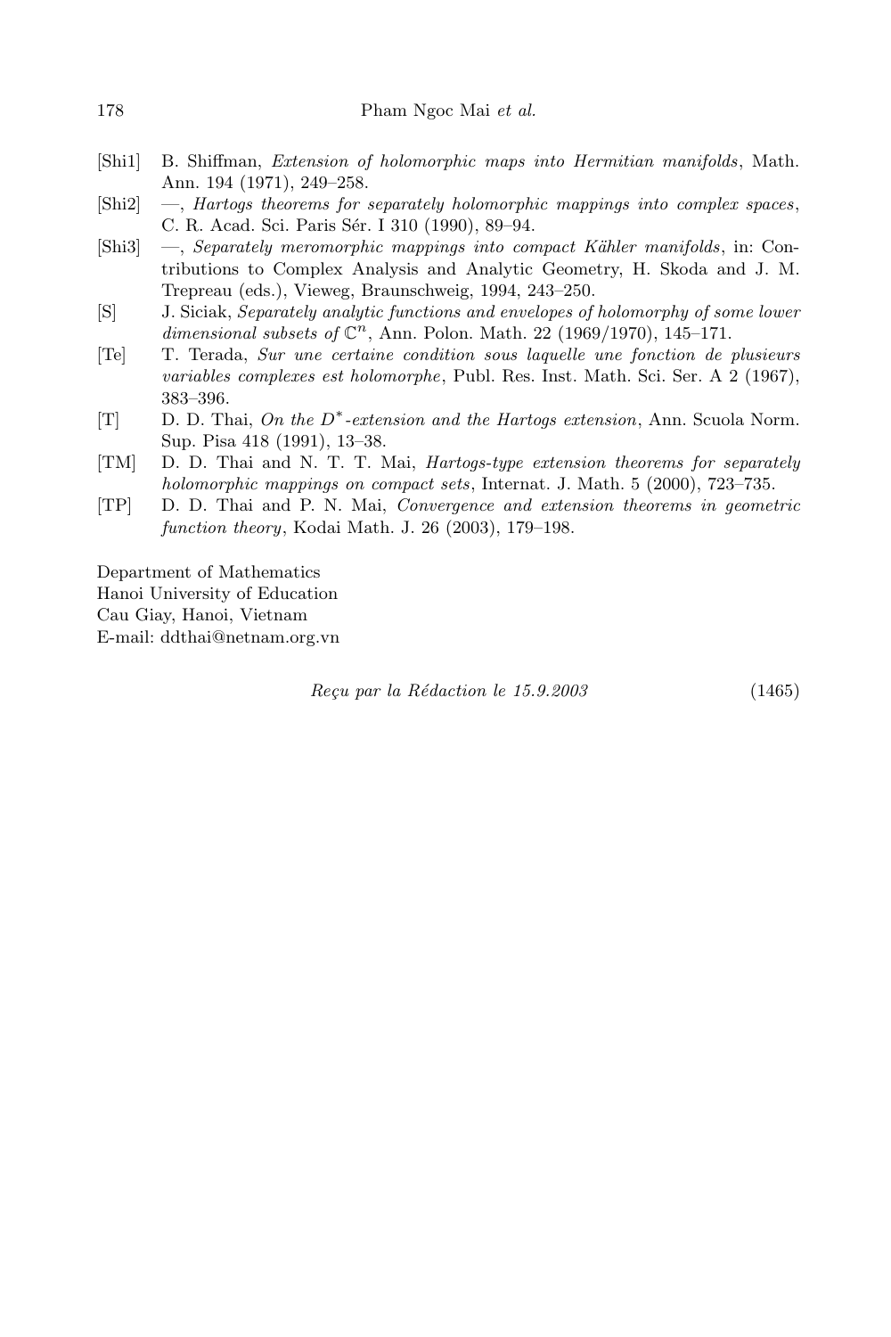[Shi1] B. Shiffman, *Extension of holomorphic maps into Hermitian manifolds*, Math. Ann. 194 (1971), 249–258.

[Shi2] —, *Hartogs theorems for separately holomorphic mappings into complex spaces*, C. R. Acad. Sci. Paris Sér. I 310 (1990), 89–94.

[Shi3] —, *Separately meromorphic mappings into compact Kähler manifolds*, in: Contributions to Complex Analysis and Analytic Geometry, H. Skoda and J. M. Trepreau (eds.), Vieweg, Braunschweig, 1994, 243–250.

[S] J. Siciak, *Separately analytic functions and envelopes of holomorphy of some lower dimensional subsets of* $\mathbb{C}^n$, Ann. Polon. Math. 22 (1969/1970), 145–171.

[Te] T. Terada, *Sur une certaine condition sous laquelle une fonction de plusieurs variables complexes est holomorphe*, Publ. Res. Inst. Math. Sci. Ser. A 2 (1967), 383–396.

[T] D. D. Thai, *On the $D^*$-extension and the Hartogs extension*, Ann. Scuola Norm. Sup. Pisa 418 (1991), 13–38.

[TM] D. D. Thai and N. T. T. Mai, *Hartogs-type extension theorems for separately holomorphic mappings on compact sets*, Internat. J. Math. 5 (2000), 723–735.

[TP] D. D. Thai and P. N. Mai, *Convergence and extension theorems in geometric function theory*, Kodai Math. J. 26 (2003), 179–198.

Department of Mathematics
Hanoi University of Education
Cau Giay, Hanoi, Vietnam
E-mail: ddthai@netnam.org.vn

*Reçu par la Rédaction le 15.9.2003* (1465)